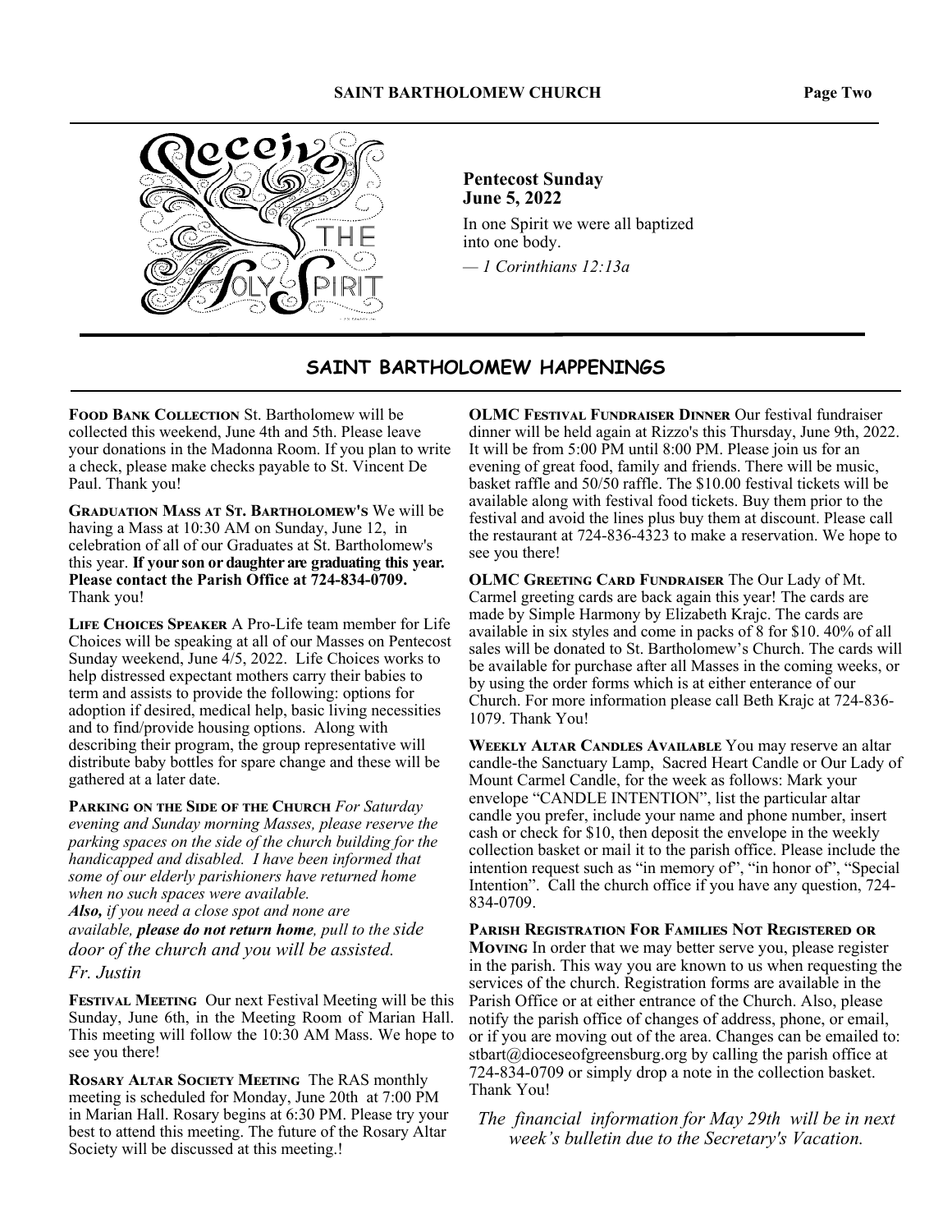**Pentecost Sunday**
**June 5, 2022**

In one Spirit we were all baptized into one body.

*— 1 Corinthians 12:13a*

## SAINT BARTHOLOMEW HAPPENINGS

**Food Bank Collection** St. Bartholomew will be collected this weekend, June 4th and 5th. Please leave your donations in the Madonna Room. If you plan to write a check, please make checks payable to St. Vincent De Paul. Thank you!

**Graduation Mass at St. Bartholomew's** We will be having a Mass at 10:30 AM on Sunday, June 12, in celebration of all of our Graduates at St. Bartholomew's this year. **If your son or daughter are graduating this year. Please contact the Parish Office at 724-834-0709.** Thank you!

**Life Choices Speaker** A Pro-Life team member for Life Choices will be speaking at all of our Masses on Pentecost Sunday weekend, June 4/5, 2022. Life Choices works to help distressed expectant mothers carry their babies to term and assists to provide the following: options for adoption if desired, medical help, basic living necessities and to find/provide housing options. Along with describing their program, the group representative will distribute baby bottles for spare change and these will be gathered at a later date.

**Parking on the Side of the Church** *For Saturday evening and Sunday morning Masses, please reserve the parking spaces on the side of the church building for the handicapped and disabled. I have been informed that some of our elderly parishioners have returned home when no such spaces were available.*
***Also,*** *if you need a close spot and none are available,* ***please do not return home****, pull to the side door of the church and you will be assisted.*
*Fr. Justin*

**Festival Meeting** Our next Festival Meeting will be this Sunday, June 6th, in the Meeting Room of Marian Hall. This meeting will follow the 10:30 AM Mass. We hope to see you there!

**Rosary Altar Society Meeting** The RAS monthly meeting is scheduled for Monday, June 20th at 7:00 PM in Marian Hall. Rosary begins at 6:30 PM. Please try your best to attend this meeting. The future of the Rosary Altar Society will be discussed at this meeting.!

**OLMC Festival Fundraiser Dinner** Our festival fundraiser dinner will be held again at Rizzo's this Thursday, June 9th, 2022. It will be from 5:00 PM until 8:00 PM. Please join us for an evening of great food, family and friends. There will be music, basket raffle and 50/50 raffle. The $10.00 festival tickets will be available along with festival food tickets. Buy them prior to the festival and avoid the lines plus buy them at discount. Please call the restaurant at 724-836-4323 to make a reservation. We hope to see you there!

**OLMC Greeting Card Fundraiser** The Our Lady of Mt. Carmel greeting cards are back again this year! The cards are made by Simple Harmony by Elizabeth Krajc. The cards are available in six styles and come in packs of 8 for $10. 40% of all sales will be donated to St. Bartholomew's Church. The cards will be available for purchase after all Masses in the coming weeks, or by using the order forms which is at either enterance of our Church. For more information please call Beth Krajc at 724-836-1079. Thank You!

**Weekly Altar Candles Available** You may reserve an altar candle-the Sanctuary Lamp, Sacred Heart Candle or Our Lady of Mount Carmel Candle, for the week as follows: Mark your envelope "CANDLE INTENTION", list the particular altar candle you prefer, include your name and phone number, insert cash or check for $10, then deposit the envelope in the weekly collection basket or mail it to the parish office. Please include the intention request such as "in memory of", "in honor of", "Special Intention". Call the church office if you have any question, 724-834-0709.

**Parish Registration For Families Not Registered or Moving** In order that we may better serve you, please register in the parish. This way you are known to us when requesting the services of the church. Registration forms are available in the Parish Office or at either entrance of the Church. Also, please notify the parish office of changes of address, phone, or email, or if you are moving out of the area. Changes can be emailed to: stbart@dioceseofgreensburg.org by calling the parish office at 724-834-0709 or simply drop a note in the collection basket. Thank You!

*The financial information for May 29th will be in next week's bulletin due to the Secretary's Vacation.*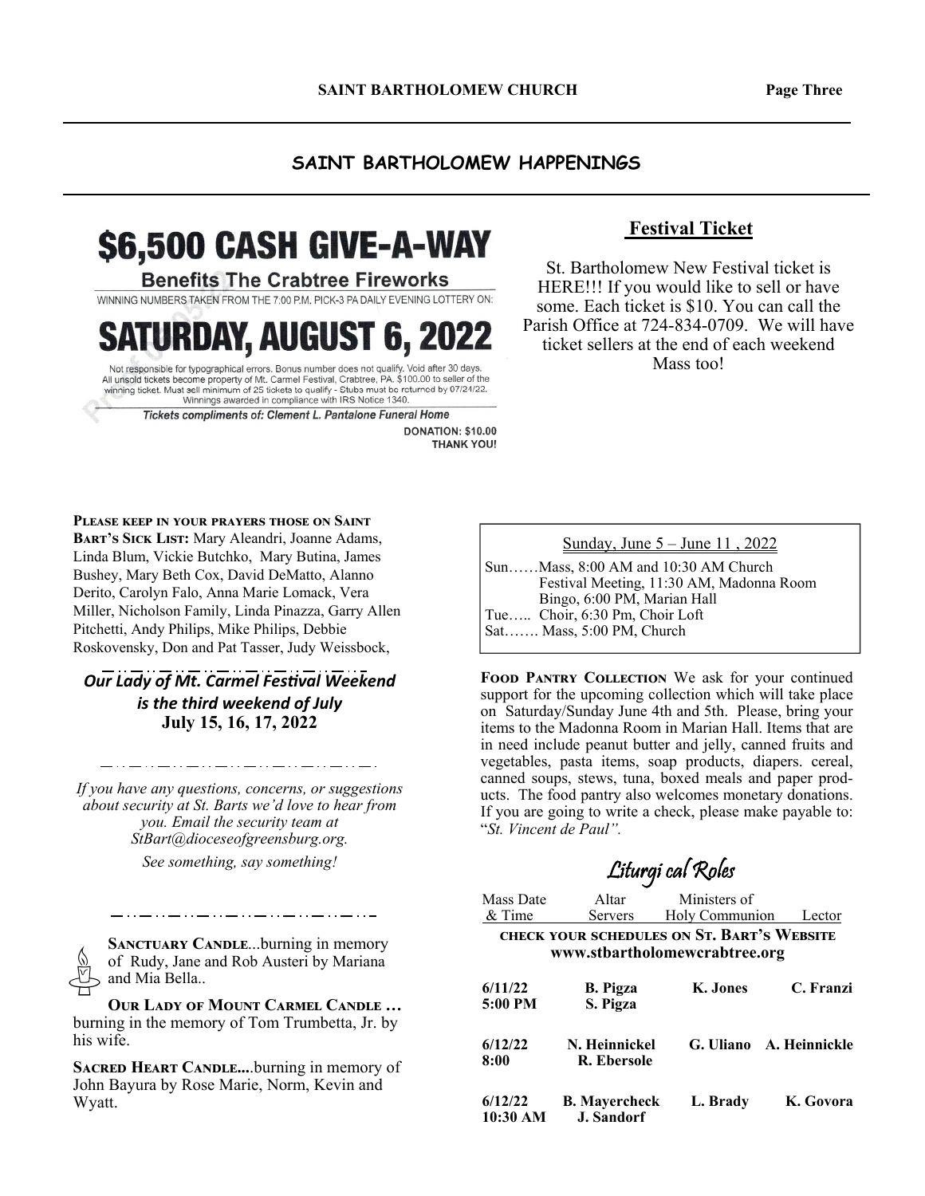## SAINT BARTHOLOMEW HAPPENINGS

**$6,500 CASH GIVE-A-WAY**

**Benefits The Crabtree Fireworks**

WINNING NUMBERS TAKEN FROM THE 7:00 P.M. PICK-3 PA DAILY EVENING LOTTERY ON:

**SATURDAY, AUGUST 6, 2022**

Not responsible for typographical errors. Bonus number does not qualify. Void after 30 days. All unsold tickets become property of Mt. Carmel Festival, Crabtree, PA. $100.00 to seller of the winning ticket. Must sell minimum of 25 tickets to qualify - Stubs must be returned by 07/24/22. Winnings awarded in compliance with IRS Notice 1340.

*Tickets compliments of: Clement L. Pantalone Funeral Home*

**DONATION: $10.00**
**THANK YOU!**

### Festival Ticket

St. Bartholomew New Festival ticket is HERE!!! If you would like to sell or have some. Each ticket is $10. You can call the Parish Office at 724-834-0709. We will have ticket sellers at the end of each weekend Mass too!

**Please keep in your prayers those on Saint Bart's Sick List:** Mary Aleandri, Joanne Adams, Linda Blum, Vickie Butchko, Mary Butina, James Bushey, Mary Beth Cox, David DeMatto, Alanno Derito, Carolyn Falo, Anna Marie Lomack, Vera Miller, Nicholson Family, Linda Pinazza, Garry Allen Pitchetti, Andy Philips, Mike Philips, Debbie Roskovensky, Don and Pat Tasser, Judy Weissbock,

***Our Lady of Mt. Carmel Festival Weekend is the third weekend of July***
**July 15, 16, 17, 2022**

*If you have any questions, concerns, or suggestions about security at St. Barts we'd love to hear from you. Email the security team at StBart@dioceseofgreensburg.org.*

*See something, say something!*

**Sanctuary Candle**...burning in memory of Rudy, Jane and Rob Austeri by Mariana and Mia Bella..

**Our Lady of Mount Carmel Candle …** burning in the memory of Tom Trumbetta, Jr. by his wife.

**Sacred Heart Candle....**burning in memory of John Bayura by Rose Marie, Norm, Kevin and Wyatt.

Sunday, June 5 – June 11 , 2022

Sun……Mass, 8:00 AM and 10:30 AM Church
Festival Meeting, 11:30 AM, Madonna Room
Bingo, 6:00 PM, Marian Hall
Tue….. Choir, 6:30 Pm, Choir Loft
Sat……. Mass, 5:00 PM, Church

**Food Pantry Collection** We ask for your continued support for the upcoming collection which will take place on Saturday/Sunday June 4th and 5th. Please, bring your items to the Madonna Room in Marian Hall. Items that are in need include peanut butter and jelly, canned fruits and vegetables, pasta items, soap products, diapers. cereal, canned soups, stews, tuna, boxed meals and paper products. The food pantry also welcomes monetary donations. If you are going to write a check, please make payable to: "*St. Vincent de Paul".*

### Liturgi cal Roles

**check your schedules on St. Bart's Website www.stbartholomewcrabtree.org**

| Mass Date & Time | Altar Servers | Ministers of Holy Communion | Lector |
|---|---|---|---|
| **6/11/22 5:00 PM** | **B. Pigza S. Pigza** | **K. Jones** | **C. Franzi** |
| **6/12/22 8:00** | **N. Heinnickel R. Ebersole** | **G. Uliano** | **A. Heinnickle** |
| **6/12/22 10:30 AM** | **B. Mayercheck J. Sandorf** | **L. Brady** | **K. Govora** |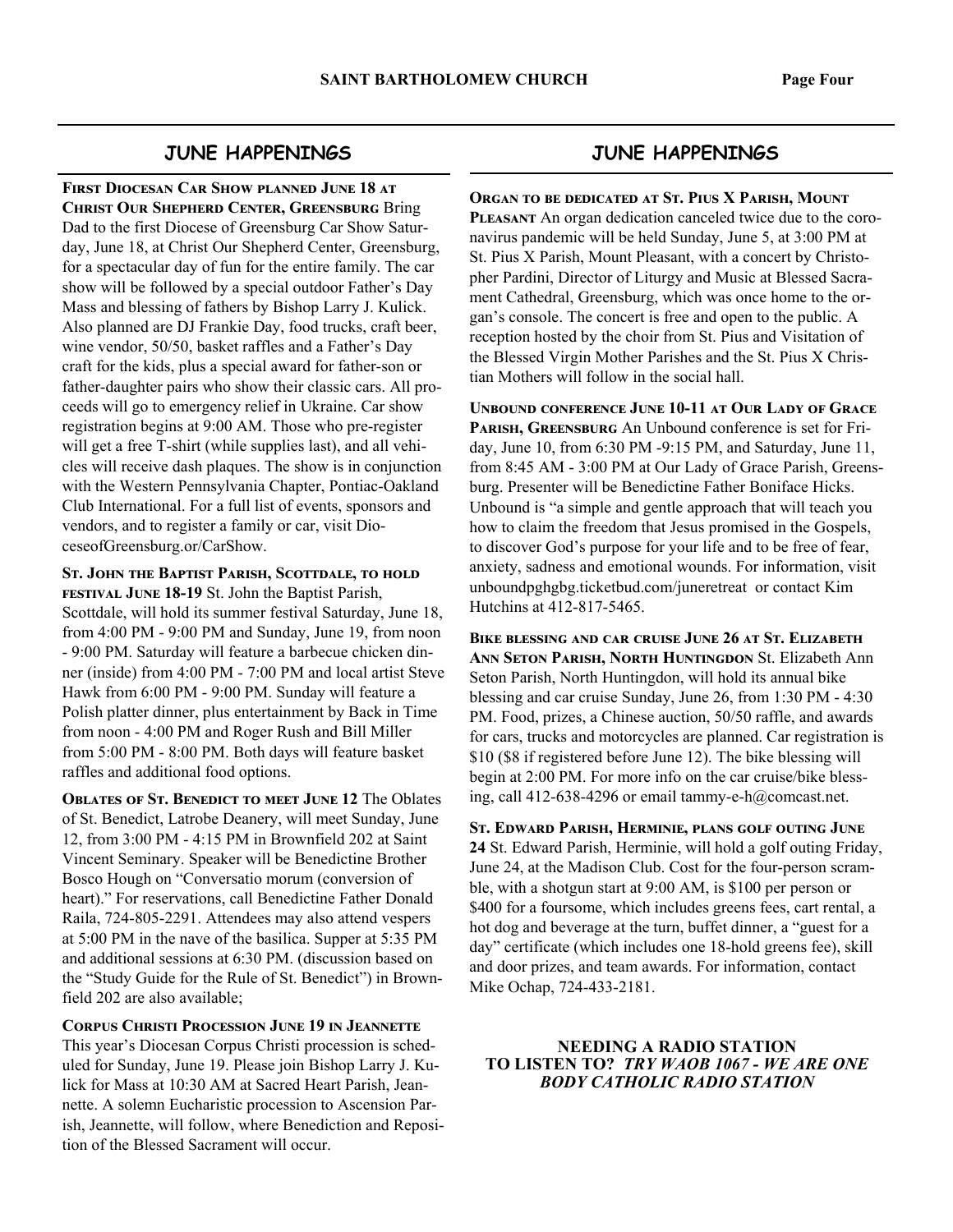## JUNE HAPPENINGS

**First Diocesan Car Show planned June 18 at Christ Our Shepherd Center, Greensburg** Bring Dad to the first Diocese of Greensburg Car Show Saturday, June 18, at Christ Our Shepherd Center, Greensburg, for a spectacular day of fun for the entire family. The car show will be followed by a special outdoor Father's Day Mass and blessing of fathers by Bishop Larry J. Kulick. Also planned are DJ Frankie Day, food trucks, craft beer, wine vendor, 50/50, basket raffles and a Father's Day craft for the kids, plus a special award for father-son or father-daughter pairs who show their classic cars. All proceeds will go to emergency relief in Ukraine. Car show registration begins at 9:00 AM. Those who pre-register will get a free T-shirt (while supplies last), and all vehicles will receive dash plaques. The show is in conjunction with the Western Pennsylvania Chapter, Pontiac-Oakland Club International. For a full list of events, sponsors and vendors, and to register a family or car, visit DioceseofGreensburg.or/CarShow.

**St. John the Baptist Parish, Scottdale, to hold festival June 18-19** St. John the Baptist Parish, Scottdale, will hold its summer festival Saturday, June 18, from 4:00 PM - 9:00 PM and Sunday, June 19, from noon - 9:00 PM. Saturday will feature a barbecue chicken dinner (inside) from 4:00 PM - 7:00 PM and local artist Steve Hawk from 6:00 PM - 9:00 PM. Sunday will feature a Polish platter dinner, plus entertainment by Back in Time from noon - 4:00 PM and Roger Rush and Bill Miller from 5:00 PM - 8:00 PM. Both days will feature basket raffles and additional food options.

**Oblates of St. Benedict to meet June 12** The Oblates of St. Benedict, Latrobe Deanery, will meet Sunday, June 12, from 3:00 PM - 4:15 PM in Brownfield 202 at Saint Vincent Seminary. Speaker will be Benedictine Brother Bosco Hough on "Conversatio morum (conversion of heart)." For reservations, call Benedictine Father Donald Raila, 724-805-2291. Attendees may also attend vespers at 5:00 PM in the nave of the basilica. Supper at 5:35 PM and additional sessions at 6:30 PM. (discussion based on the "Study Guide for the Rule of St. Benedict") in Brownfield 202 are also available;

**Corpus Christi Procession June 19 in Jeannette** This year's Diocesan Corpus Christi procession is scheduled for Sunday, June 19. Please join Bishop Larry J. Kulick for Mass at 10:30 AM at Sacred Heart Parish, Jeannette. A solemn Eucharistic procession to Ascension Parish, Jeannette, will follow, where Benediction and Reposition of the Blessed Sacrament will occur.

## JUNE HAPPENINGS

**Organ to be dedicated at St. Pius X Parish, Mount Pleasant** An organ dedication canceled twice due to the coronavirus pandemic will be held Sunday, June 5, at 3:00 PM at St. Pius X Parish, Mount Pleasant, with a concert by Christopher Pardini, Director of Liturgy and Music at Blessed Sacrament Cathedral, Greensburg, which was once home to the organ's console. The concert is free and open to the public. A reception hosted by the choir from St. Pius and Visitation of the Blessed Virgin Mother Parishes and the St. Pius X Christian Mothers will follow in the social hall.

**Unbound conference June 10-11 at Our Lady of Grace Parish, Greensburg** An Unbound conference is set for Friday, June 10, from 6:30 PM -9:15 PM, and Saturday, June 11, from 8:45 AM - 3:00 PM at Our Lady of Grace Parish, Greensburg. Presenter will be Benedictine Father Boniface Hicks. Unbound is "a simple and gentle approach that will teach you how to claim the freedom that Jesus promised in the Gospels, to discover God's purpose for your life and to be free of fear, anxiety, sadness and emotional wounds. For information, visit unboundpghgbg.ticketbud.com/juneretreat or contact Kim Hutchins at 412-817-5465.

**Bike blessing and car cruise June 26 at St. Elizabeth Ann Seton Parish, North Huntingdon** St. Elizabeth Ann Seton Parish, North Huntingdon, will hold its annual bike blessing and car cruise Sunday, June 26, from 1:30 PM - 4:30 PM. Food, prizes, a Chinese auction, 50/50 raffle, and awards for cars, trucks and motorcycles are planned. Car registration is $10 ($8 if registered before June 12). The bike blessing will begin at 2:00 PM. For more info on the car cruise/bike blessing, call 412-638-4296 or email tammy-e-h@comcast.net.

**St. Edward Parish, Herminie, plans golf outing June 24** St. Edward Parish, Herminie, will hold a golf outing Friday, June 24, at the Madison Club. Cost for the four-person scramble, with a shotgun start at 9:00 AM, is $100 per person or $400 for a foursome, which includes greens fees, cart rental, a hot dog and beverage at the turn, buffet dinner, a "guest for a day" certificate (which includes one 18-hold greens fee), skill and door prizes, and team awards. For information, contact Mike Ochap, 724-433-2181.

**NEEDING A RADIO STATION TO LISTEN TO?** ***TRY WAOB 1067 - WE ARE ONE BODY CATHOLIC RADIO STATION***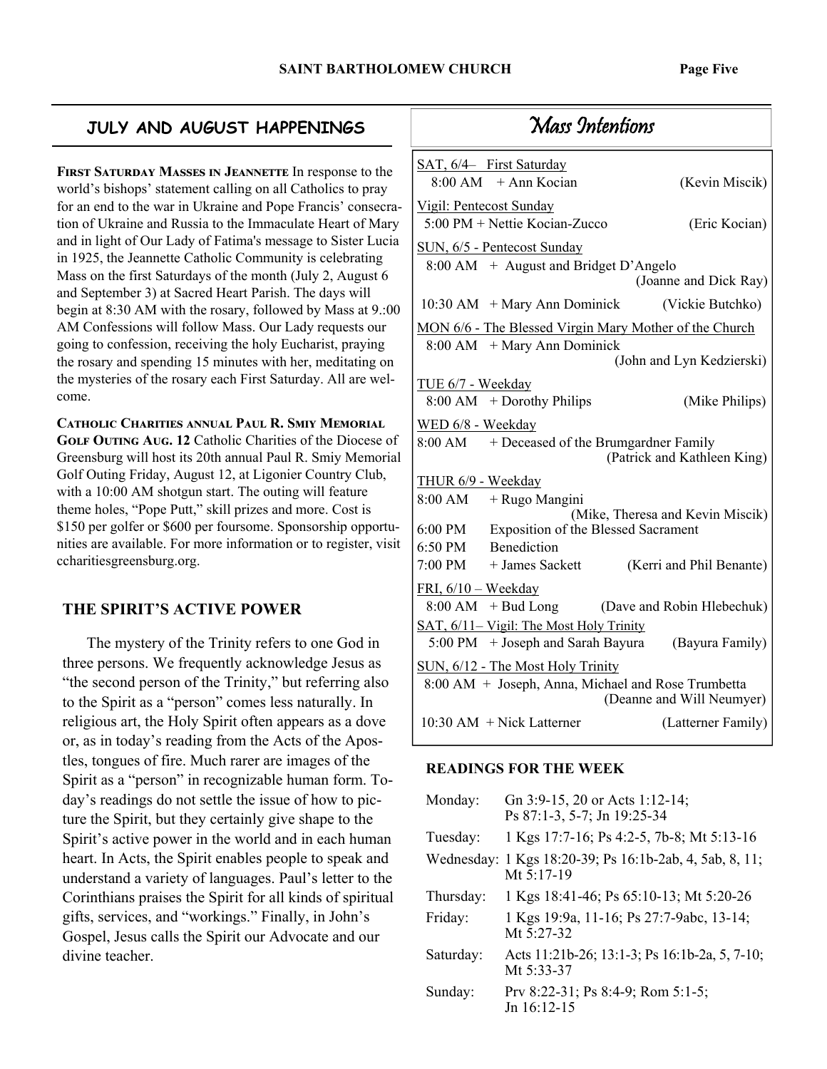## JULY AND AUGUST HAPPENINGS

**FIRST SATURDAY MASSES IN JEANNETTE** In response to the world's bishops' statement calling on all Catholics to pray for an end to the war in Ukraine and Pope Francis' consecration of Ukraine and Russia to the Immaculate Heart of Mary and in light of Our Lady of Fatima's message to Sister Lucia in 1925, the Jeannette Catholic Community is celebrating Mass on the first Saturdays of the month (July 2, August 6 and September 3) at Sacred Heart Parish. The days will begin at 8:30 AM with the rosary, followed by Mass at 9.:00 AM Confessions will follow Mass. Our Lady requests our going to confession, receiving the holy Eucharist, praying the rosary and spending 15 minutes with her, meditating on the mysteries of the rosary each First Saturday. All are welcome.

**CATHOLIC CHARITIES ANNUAL PAUL R. SMIY MEMORIAL GOLF OUTING AUG. 12** Catholic Charities of the Diocese of Greensburg will host its 20th annual Paul R. Smiy Memorial Golf Outing Friday, August 12, at Ligonier Country Club, with a 10:00 AM shotgun start. The outing will feature theme holes, "Pope Putt," skill prizes and more. Cost is $150 per golfer or $600 per foursome. Sponsorship opportunities are available. For more information or to register, visit ccharitiesgreensburg.org.

### THE SPIRIT'S ACTIVE POWER

The mystery of the Trinity refers to one God in three persons. We frequently acknowledge Jesus as "the second person of the Trinity," but referring also to the Spirit as a "person" comes less naturally. In religious art, the Holy Spirit often appears as a dove or, as in today's reading from the Acts of the Apostles, tongues of fire. Much rarer are images of the Spirit as a "person" in recognizable human form. Today's readings do not settle the issue of how to picture the Spirit, but they certainly give shape to the Spirit's active power in the world and in each human heart. In Acts, the Spirit enables people to speak and understand a variety of languages. Paul's letter to the Corinthians praises the Spirit for all kinds of spiritual gifts, services, and "workings." Finally, in John's Gospel, Jesus calls the Spirit our Advocate and our divine teacher.

## *Mass Intentions*

SAT, 6/4– First Saturday
8:00 AM + Ann Kocian (Kevin Miscik)

Vigil: Pentecost Sunday
5:00 PM + Nettie Kocian-Zucco (Eric Kocian)

SUN, 6/5 - Pentecost Sunday
8:00 AM + August and Bridget D'Angelo (Joanne and Dick Ray)
10:30 AM + Mary Ann Dominick (Vickie Butchko)

MON 6/6 - The Blessed Virgin Mary Mother of the Church
8:00 AM + Mary Ann Dominick (John and Lyn Kedzierski)

TUE 6/7 - Weekday
8:00 AM + Dorothy Philips (Mike Philips)

WED 6/8 - Weekday
8:00 AM + Deceased of the Brumgardner Family (Patrick and Kathleen King)

THUR 6/9 - Weekday
8:00 AM + Rugo Mangini (Mike, Theresa and Kevin Miscik)
6:00 PM Exposition of the Blessed Sacrament
6:50 PM Benediction
7:00 PM + James Sackett (Kerri and Phil Benante)

FRI, 6/10 – Weekday
8:00 AM + Bud Long (Dave and Robin Hlebechuk)

SAT, 6/11– Vigil: The Most Holy Trinity
5:00 PM + Joseph and Sarah Bayura (Bayura Family)

SUN, 6/12 - The Most Holy Trinity
8:00 AM + Joseph, Anna, Michael and Rose Trumbetta (Deanne and Will Neumyer)
10:30 AM + Nick Latterner (Latterner Family)

### READINGS FOR THE WEEK

| | |
|---|---|
| Monday: | Gn 3:9-15, 20 or Acts 1:12-14; Ps 87:1-3, 5-7; Jn 19:25-34 |
| Tuesday: | 1 Kgs 17:7-16; Ps 4:2-5, 7b-8; Mt 5:13-16 |
| Wednesday: | 1 Kgs 18:20-39; Ps 16:1b-2ab, 4, 5ab, 8, 11; Mt 5:17-19 |
| Thursday: | 1 Kgs 18:41-46; Ps 65:10-13; Mt 5:20-26 |
| Friday: | 1 Kgs 19:9a, 11-16; Ps 27:7-9abc, 13-14; Mt 5:27-32 |
| Saturday: | Acts 11:21b-26; 13:1-3; Ps 16:1b-2a, 5, 7-10; Mt 5:33-37 |
| Sunday: | Prv 8:22-31; Ps 8:4-9; Rom 5:1-5; Jn 16:12-15 |